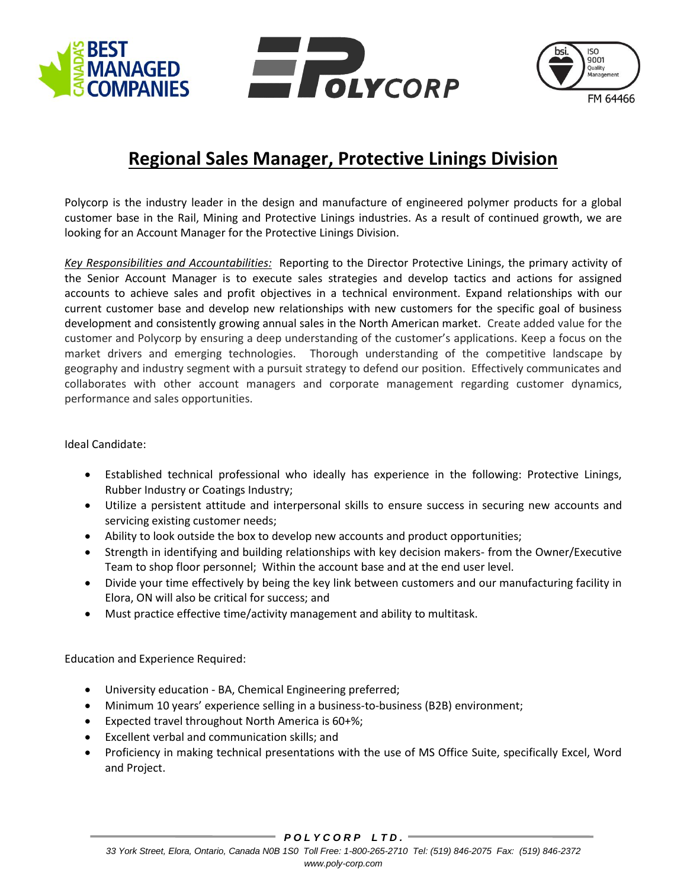# Regional Sales Manager, Protective Linings Division

Polycorp is the industry leader in the design and manufacture of engineered polymer products for a global customer base in the Rail, Mining and Protective Linings industries. As a result of continued growth, we are looking for an Account Manager for the Protective Linings Division.

*Key Responsibilities and Accountabilities:* Reporting to the Director Protective Linings, the primary activity of the Senior Account Manager is to execute sales strategies and develop tactics and actions for assigned accounts to achieve sales and profit objectives in a technical environment. Expand relationships with our current customer base and develop new relationships with new customers for the specific goal of business development and consistently growing annual sales in the North American market. Create added value for the customer and Polycorp by ensuring a deep understanding of the customer's applications. Keep a focus on the market drivers and emerging technologies. Thorough understanding of the competitive landscape by geography and industry segment with a pursuit strategy to defend our position. Effectively communicates and collaborates with other account managers and corporate management regarding customer dynamics, performance and sales opportunities.

Ideal Candidate:

- Established technical professional who ideally has experience in the following: Protective Linings, Rubber Industry or Coatings Industry;
- Utilize a persistent attitude and interpersonal skills to ensure success in securing new accounts and servicing existing customer needs;
- Ability to look outside the box to develop new accounts and product opportunities;
- Strength in identifying and building relationships with key decision makers- from the Owner/Executive Team to shop floor personnel; Within the account base and at the end user level.
- Divide your time effectively by being the key link between customers and our manufacturing facility in Elora, ON will also be critical for success; and
- Must practice effective time/activity management and ability to multitask.

Education and Experience Required:

- University education - BA, Chemical Engineering preferred;
- Minimum 10 years' experience selling in a business-to-business (B2B) environment;
- Expected travel throughout North America is 60+%;
- Excellent verbal and communication skills; and
- Proficiency in making technical presentations with the use of MS Office Suite, specifically Excel, Word and Project.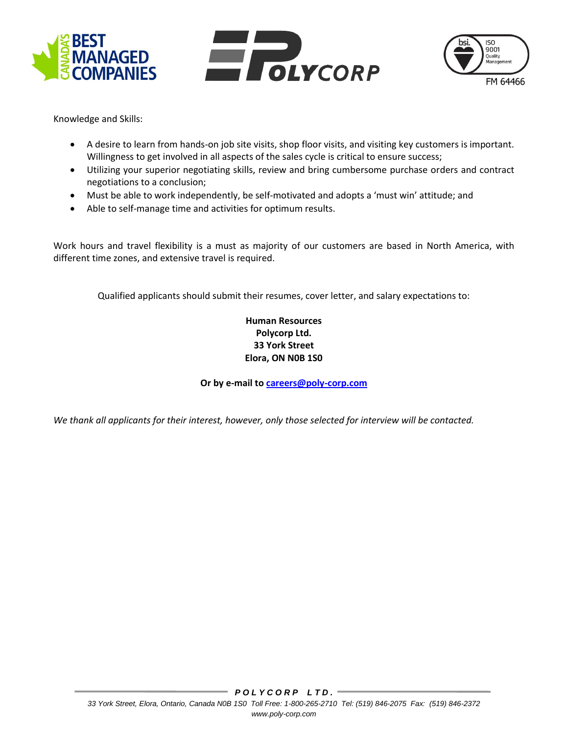Knowledge and Skills:

- A desire to learn from hands-on job site visits, shop floor visits, and visiting key customers is important. Willingness to get involved in all aspects of the sales cycle is critical to ensure success;
- Utilizing your superior negotiating skills, review and bring cumbersome purchase orders and contract negotiations to a conclusion;
- Must be able to work independently, be self-motivated and adopts a 'must win' attitude; and
- Able to self-manage time and activities for optimum results.

Work hours and travel flexibility is a must as majority of our customers are based in North America, with different time zones, and extensive travel is required.

Qualified applicants should submit their resumes, cover letter, and salary expectations to:

**Human Resources**
**Polycorp Ltd.**
**33 York Street**
**Elora, ON N0B 1S0**

**Or by e-mail to careers@poly-corp.com**

*We thank all applicants for their interest, however, only those selected for interview will be contacted.*